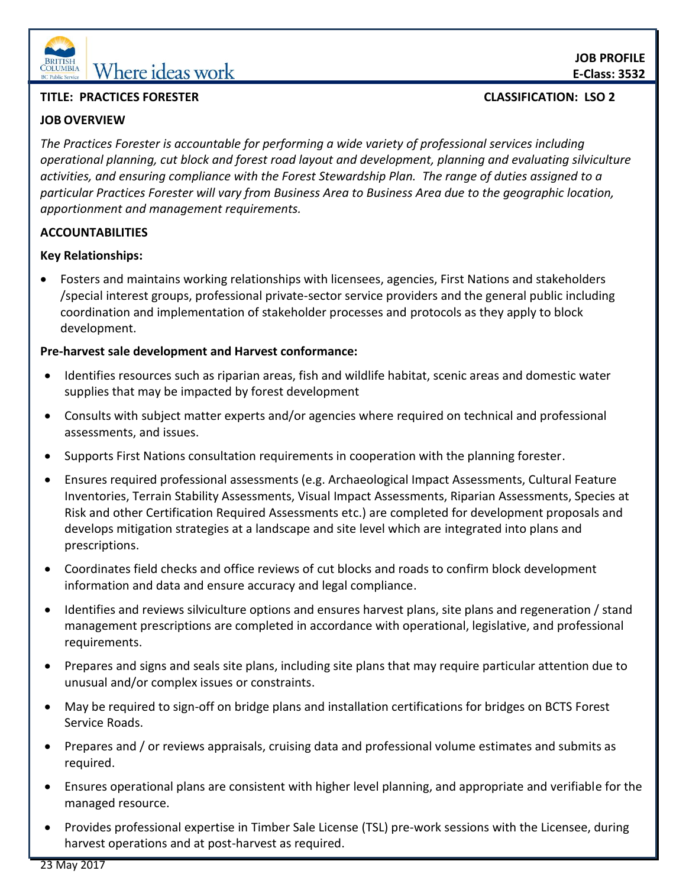**JOB PROFILE**
**E-Class: 3532**

**TITLE: PRACTICES FORESTER** **CLASSIFICATION: LSO 2**

## JOB OVERVIEW

*The Practices Forester is accountable for performing a wide variety of professional services including operational planning, cut block and forest road layout and development, planning and evaluating silviculture activities, and ensuring compliance with the Forest Stewardship Plan. The range of duties assigned to a particular Practices Forester will vary from Business Area to Business Area due to the geographic location, apportionment and management requirements.*

## ACCOUNTABILITIES

**Key Relationships:**

- Fosters and maintains working relationships with licensees, agencies, First Nations and stakeholders /special interest groups, professional private-sector service providers and the general public including coordination and implementation of stakeholder processes and protocols as they apply to block development.

**Pre-harvest sale development and Harvest conformance:**

- Identifies resources such as riparian areas, fish and wildlife habitat, scenic areas and domestic water supplies that may be impacted by forest development
- Consults with subject matter experts and/or agencies where required on technical and professional assessments, and issues.
- Supports First Nations consultation requirements in cooperation with the planning forester.
- Ensures required professional assessments (e.g. Archaeological Impact Assessments, Cultural Feature Inventories, Terrain Stability Assessments, Visual Impact Assessments, Riparian Assessments, Species at Risk and other Certification Required Assessments etc.) are completed for development proposals and develops mitigation strategies at a landscape and site level which are integrated into plans and prescriptions.
- Coordinates field checks and office reviews of cut blocks and roads to confirm block development information and data and ensure accuracy and legal compliance.
- Identifies and reviews silviculture options and ensures harvest plans, site plans and regeneration / stand management prescriptions are completed in accordance with operational, legislative, and professional requirements.
- Prepares and signs and seals site plans, including site plans that may require particular attention due to unusual and/or complex issues or constraints.
- May be required to sign-off on bridge plans and installation certifications for bridges on BCTS Forest Service Roads.
- Prepares and / or reviews appraisals, cruising data and professional volume estimates and submits as required.
- Ensures operational plans are consistent with higher level planning, and appropriate and verifiable for the managed resource.
- Provides professional expertise in Timber Sale License (TSL) pre-work sessions with the Licensee, during harvest operations and at post-harvest as required.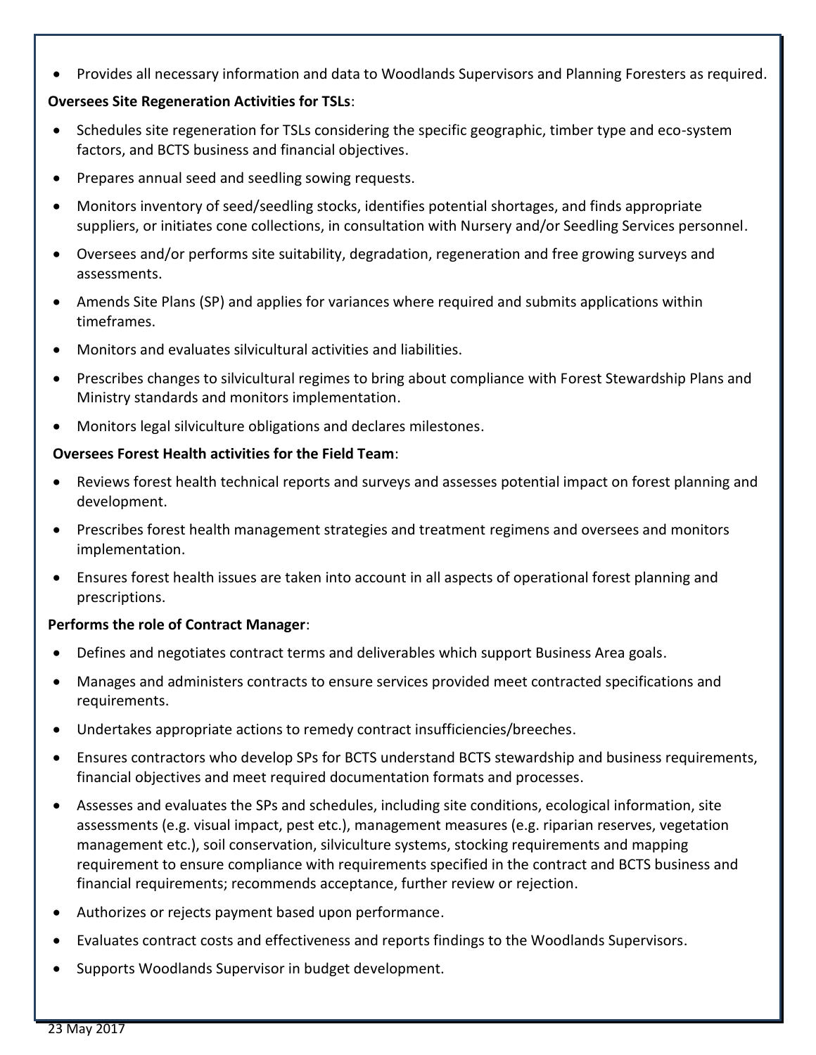- Provides all necessary information and data to Woodlands Supervisors and Planning Foresters as required.

**Oversees Site Regeneration Activities for TSLs**:

- Schedules site regeneration for TSLs considering the specific geographic, timber type and eco-system factors, and BCTS business and financial objectives.
- Prepares annual seed and seedling sowing requests.
- Monitors inventory of seed/seedling stocks, identifies potential shortages, and finds appropriate suppliers, or initiates cone collections, in consultation with Nursery and/or Seedling Services personnel.
- Oversees and/or performs site suitability, degradation, regeneration and free growing surveys and assessments.
- Amends Site Plans (SP) and applies for variances where required and submits applications within timeframes.
- Monitors and evaluates silvicultural activities and liabilities.
- Prescribes changes to silvicultural regimes to bring about compliance with Forest Stewardship Plans and Ministry standards and monitors implementation.
- Monitors legal silviculture obligations and declares milestones.

**Oversees Forest Health activities for the Field Team**:

- Reviews forest health technical reports and surveys and assesses potential impact on forest planning and development.
- Prescribes forest health management strategies and treatment regimens and oversees and monitors implementation.
- Ensures forest health issues are taken into account in all aspects of operational forest planning and prescriptions.

**Performs the role of Contract Manager**:

- Defines and negotiates contract terms and deliverables which support Business Area goals.
- Manages and administers contracts to ensure services provided meet contracted specifications and requirements.
- Undertakes appropriate actions to remedy contract insufficiencies/breeches.
- Ensures contractors who develop SPs for BCTS understand BCTS stewardship and business requirements, financial objectives and meet required documentation formats and processes.
- Assesses and evaluates the SPs and schedules, including site conditions, ecological information, site assessments (e.g. visual impact, pest etc.), management measures (e.g. riparian reserves, vegetation management etc.), soil conservation, silviculture systems, stocking requirements and mapping requirement to ensure compliance with requirements specified in the contract and BCTS business and financial requirements; recommends acceptance, further review or rejection.
- Authorizes or rejects payment based upon performance.
- Evaluates contract costs and effectiveness and reports findings to the Woodlands Supervisors.
- Supports Woodlands Supervisor in budget development.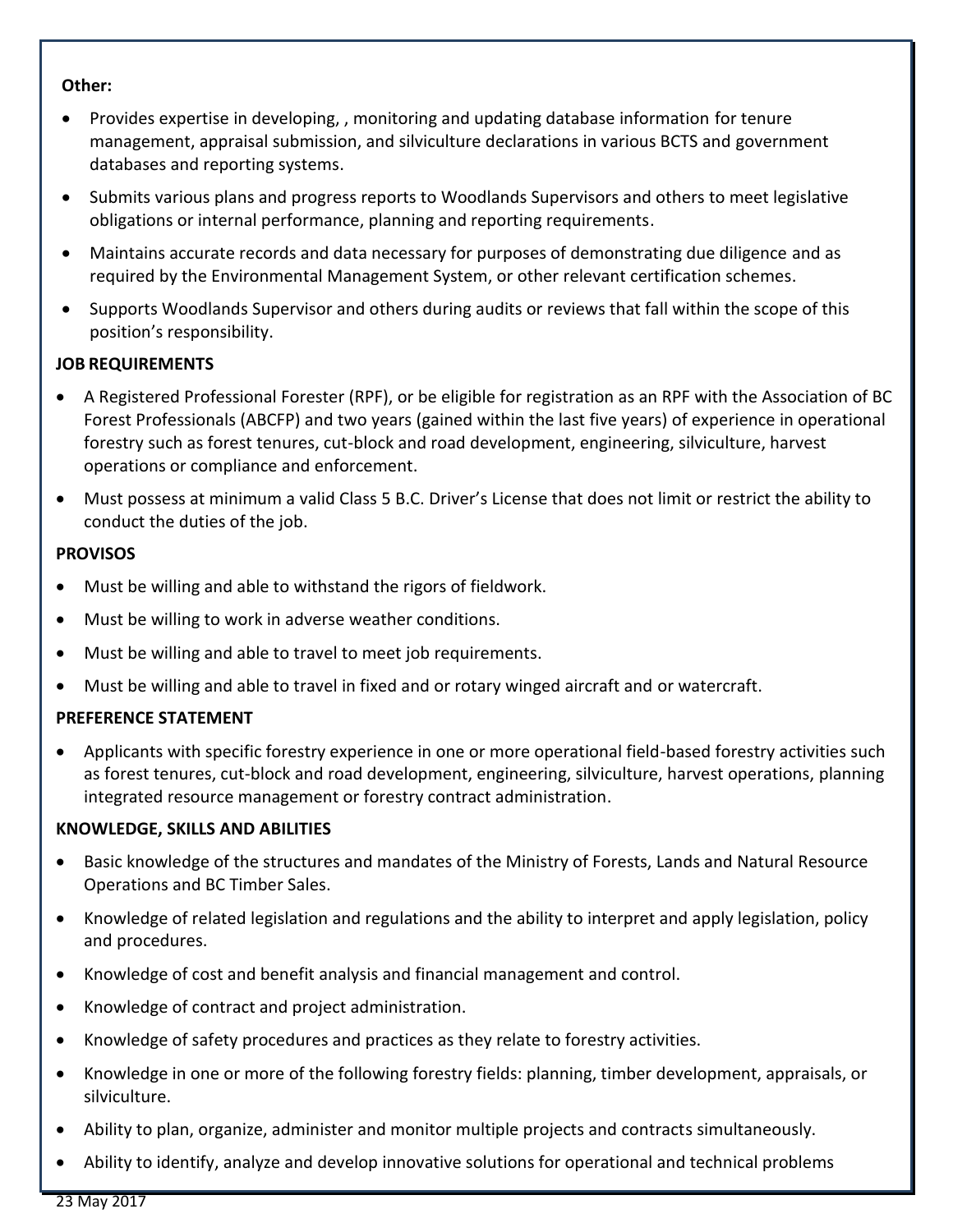**Other:**

- Provides expertise in developing, , monitoring and updating database information for tenure management, appraisal submission, and silviculture declarations in various BCTS and government databases and reporting systems.
- Submits various plans and progress reports to Woodlands Supervisors and others to meet legislative obligations or internal performance, planning and reporting requirements.
- Maintains accurate records and data necessary for purposes of demonstrating due diligence and as required by the Environmental Management System, or other relevant certification schemes.
- Supports Woodlands Supervisor and others during audits or reviews that fall within the scope of this position's responsibility.

**JOB REQUIREMENTS**

- A Registered Professional Forester (RPF), or be eligible for registration as an RPF with the Association of BC Forest Professionals (ABCFP) and two years (gained within the last five years) of experience in operational forestry such as forest tenures, cut-block and road development, engineering, silviculture, harvest operations or compliance and enforcement.
- Must possess at minimum a valid Class 5 B.C. Driver's License that does not limit or restrict the ability to conduct the duties of the job.

**PROVISOS**

- Must be willing and able to withstand the rigors of fieldwork.
- Must be willing to work in adverse weather conditions.
- Must be willing and able to travel to meet job requirements.
- Must be willing and able to travel in fixed and or rotary winged aircraft and or watercraft.

**PREFERENCE STATEMENT**

- Applicants with specific forestry experience in one or more operational field-based forestry activities such as forest tenures, cut-block and road development, engineering, silviculture, harvest operations, planning integrated resource management or forestry contract administration.

**KNOWLEDGE, SKILLS AND ABILITIES**

- Basic knowledge of the structures and mandates of the Ministry of Forests, Lands and Natural Resource Operations and BC Timber Sales.
- Knowledge of related legislation and regulations and the ability to interpret and apply legislation, policy and procedures.
- Knowledge of cost and benefit analysis and financial management and control.
- Knowledge of contract and project administration.
- Knowledge of safety procedures and practices as they relate to forestry activities.
- Knowledge in one or more of the following forestry fields: planning, timber development, appraisals, or silviculture.
- Ability to plan, organize, administer and monitor multiple projects and contracts simultaneously.
- Ability to identify, analyze and develop innovative solutions for operational and technical problems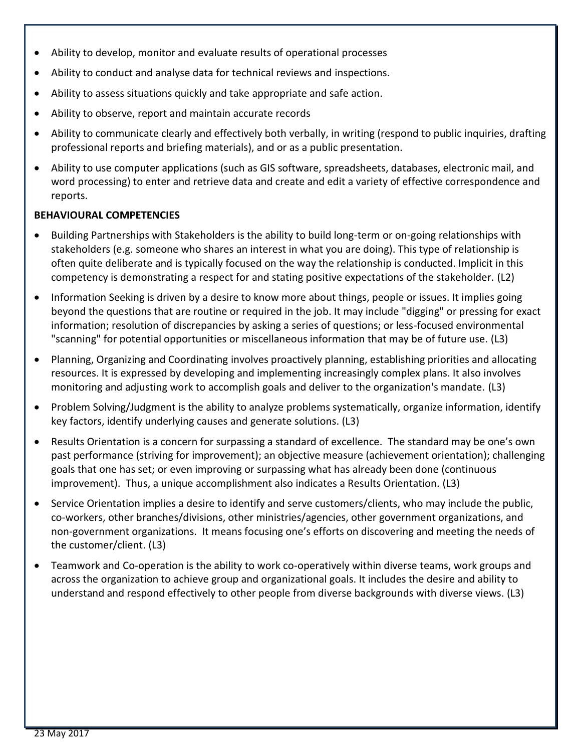- Ability to develop, monitor and evaluate results of operational processes
- Ability to conduct and analyse data for technical reviews and inspections.
- Ability to assess situations quickly and take appropriate and safe action.
- Ability to observe, report and maintain accurate records
- Ability to communicate clearly and effectively both verbally, in writing (respond to public inquiries, drafting professional reports and briefing materials), and or as a public presentation.
- Ability to use computer applications (such as GIS software, spreadsheets, databases, electronic mail, and word processing) to enter and retrieve data and create and edit a variety of effective correspondence and reports.

**BEHAVIOURAL COMPETENCIES**

- Building Partnerships with Stakeholders is the ability to build long-term or on-going relationships with stakeholders (e.g. someone who shares an interest in what you are doing). This type of relationship is often quite deliberate and is typically focused on the way the relationship is conducted. Implicit in this competency is demonstrating a respect for and stating positive expectations of the stakeholder. (L2)
- Information Seeking is driven by a desire to know more about things, people or issues. It implies going beyond the questions that are routine or required in the job. It may include "digging" or pressing for exact information; resolution of discrepancies by asking a series of questions; or less-focused environmental "scanning" for potential opportunities or miscellaneous information that may be of future use. (L3)
- Planning, Organizing and Coordinating involves proactively planning, establishing priorities and allocating resources. It is expressed by developing and implementing increasingly complex plans. It also involves monitoring and adjusting work to accomplish goals and deliver to the organization's mandate. (L3)
- Problem Solving/Judgment is the ability to analyze problems systematically, organize information, identify key factors, identify underlying causes and generate solutions. (L3)
- Results Orientation is a concern for surpassing a standard of excellence. The standard may be one's own past performance (striving for improvement); an objective measure (achievement orientation); challenging goals that one has set; or even improving or surpassing what has already been done (continuous improvement). Thus, a unique accomplishment also indicates a Results Orientation. (L3)
- Service Orientation implies a desire to identify and serve customers/clients, who may include the public, co-workers, other branches/divisions, other ministries/agencies, other government organizations, and non-government organizations. It means focusing one's efforts on discovering and meeting the needs of the customer/client. (L3)
- Teamwork and Co-operation is the ability to work co-operatively within diverse teams, work groups and across the organization to achieve group and organizational goals. It includes the desire and ability to understand and respond effectively to other people from diverse backgrounds with diverse views. (L3)